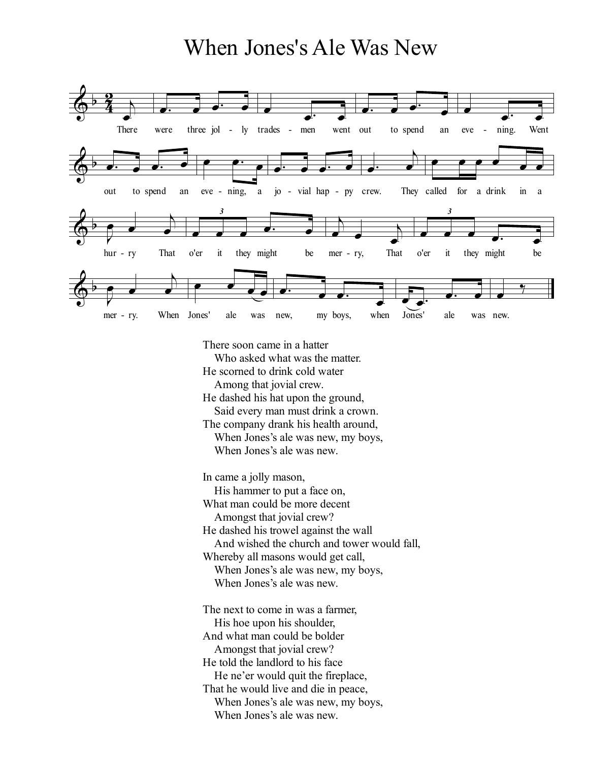# When Jones's Ale Was New

There soon came in a hatter
  Who asked what was the matter.
He scorned to drink cold water
  Among that jovial crew.
He dashed his hat upon the ground,
  Said every man must drink a crown.
The company drank his health around,
  When Jones's ale was new, my boys,
  When Jones's ale was new.

In came a jolly mason,
  His hammer to put a face on,
What man could be more decent
  Amongst that jovial crew?
He dashed his trowel against the wall
  And wished the church and tower would fall,
Whereby all masons would get call,
  When Jones's ale was new, my boys,
  When Jones's ale was new.

The next to come in was a farmer,
  His hoe upon his shoulder,
And what man could be bolder
  Amongst that jovial crew?
He told the landlord to his face
  He ne'er would quit the fireplace,
That he would live and die in peace,
  When Jones's ale was new, my boys,
  When Jones's ale was new.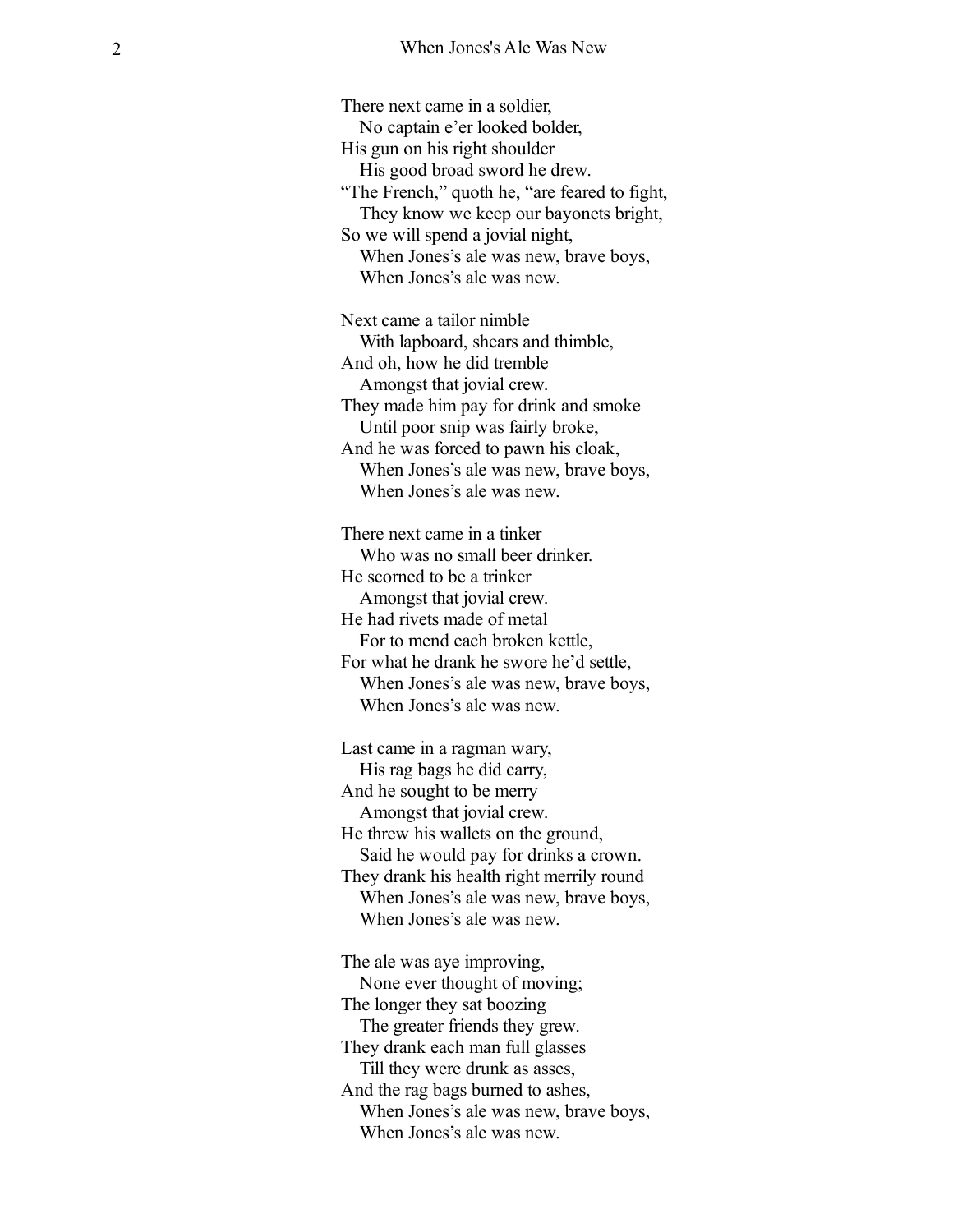There next came in a soldier,
   No captain e'er looked bolder,
His gun on his right shoulder
   His good broad sword he drew.
"The French," quoth he, "are feared to fight,
   They know we keep our bayonets bright,
So we will spend a jovial night,
   When Jones's ale was new, brave boys,
   When Jones's ale was new.

Next came a tailor nimble
   With lapboard, shears and thimble,
And oh, how he did tremble
   Amongst that jovial crew.
They made him pay for drink and smoke
   Until poor snip was fairly broke,
And he was forced to pawn his cloak,
   When Jones's ale was new, brave boys,
   When Jones's ale was new.

There next came in a tinker
   Who was no small beer drinker.
He scorned to be a trinker
   Amongst that jovial crew.
He had rivets made of metal
   For to mend each broken kettle,
For what he drank he swore he'd settle,
   When Jones's ale was new, brave boys,
   When Jones's ale was new.

Last came in a ragman wary,
   His rag bags he did carry,
And he sought to be merry
   Amongst that jovial crew.
He threw his wallets on the ground,
   Said he would pay for drinks a crown.
They drank his health right merrily round
   When Jones's ale was new, brave boys,
   When Jones's ale was new.

The ale was aye improving,
   None ever thought of moving;
The longer they sat boozing
   The greater friends they grew.
They drank each man full glasses
   Till they were drunk as asses,
And the rag bags burned to ashes,
   When Jones's ale was new, brave boys,
   When Jones's ale was new.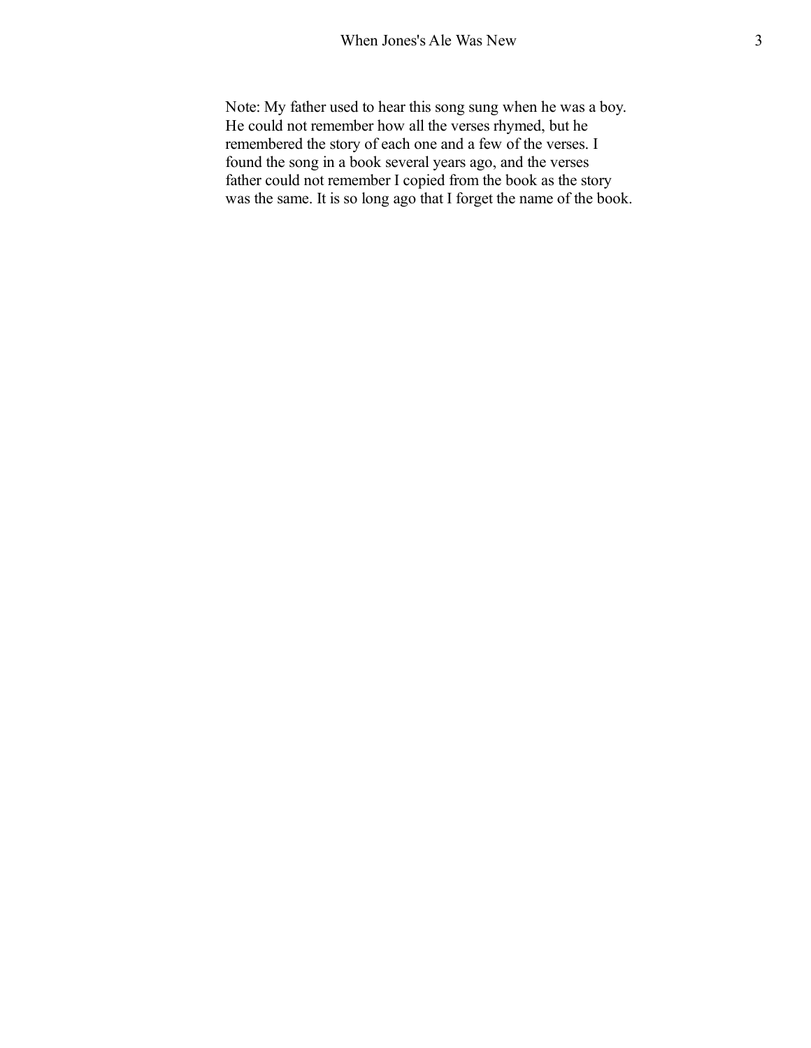Note: My father used to hear this song sung when he was a boy. He could not remember how all the verses rhymed, but he remembered the story of each one and a few of the verses. I found the song in a book several years ago, and the verses father could not remember I copied from the book as the story was the same. It is so long ago that I forget the name of the book.